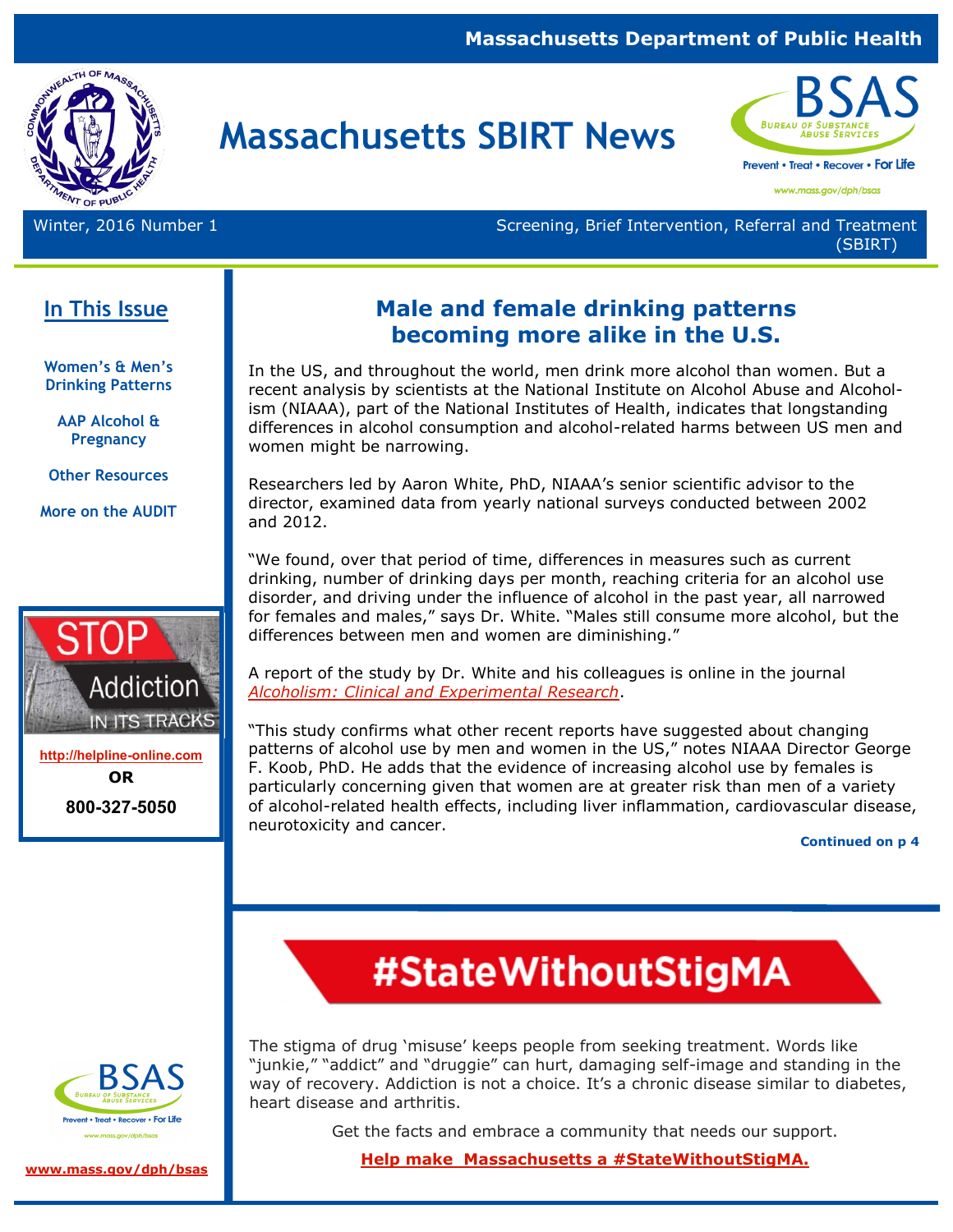Massachusetts Department of Public Health

# Massachusetts SBIRT News

Winter, 2016 Number 1

Screening, Brief Intervention, Referral and Treatment (SBIRT)

## In This Issue

Women's & Men's Drinking Patterns

AAP Alcohol & Pregnancy

Other Resources

More on the AUDIT

STOP Addiction IN ITS TRACKS

http://helpline-online.com

OR

800-327-5050

www.mass.gov/dph/bsas

## Male and female drinking patterns becoming more alike in the U.S.

In the US, and throughout the world, men drink more alcohol than women. But a recent analysis by scientists at the National Institute on Alcohol Abuse and Alcoholism (NIAAA), part of the National Institutes of Health, indicates that longstanding differences in alcohol consumption and alcohol-related harms between US men and women might be narrowing.

Researchers led by Aaron White, PhD, NIAAA's senior scientific advisor to the director, examined data from yearly national surveys conducted between 2002 and 2012.

"We found, over that period of time, differences in measures such as current drinking, number of drinking days per month, reaching criteria for an alcohol use disorder, and driving under the influence of alcohol in the past year, all narrowed for females and males," says Dr. White. "Males still consume more alcohol, but the differences between men and women are diminishing."

A report of the study by Dr. White and his colleagues is online in the journal *Alcoholism: Clinical and Experimental Research*.

"This study confirms what other recent reports have suggested about changing patterns of alcohol use by men and women in the US," notes NIAAA Director George F. Koob, PhD. He adds that the evidence of increasing alcohol use by females is particularly concerning given that women are at greater risk than men of a variety of alcohol-related health effects, including liver inflammation, cardiovascular disease, neurotoxicity and cancer.

**Continued on p 4**

## #StateWithoutStigMA

The stigma of drug 'misuse' keeps people from seeking treatment. Words like "junkie," "addict" and "druggie" can hurt, damaging self-image and standing in the way of recovery. Addiction is not a choice. It's a chronic disease similar to diabetes, heart disease and arthritis.

Get the facts and embrace a community that needs our support.

**Help make Massachusetts a #StateWithoutStigMA.**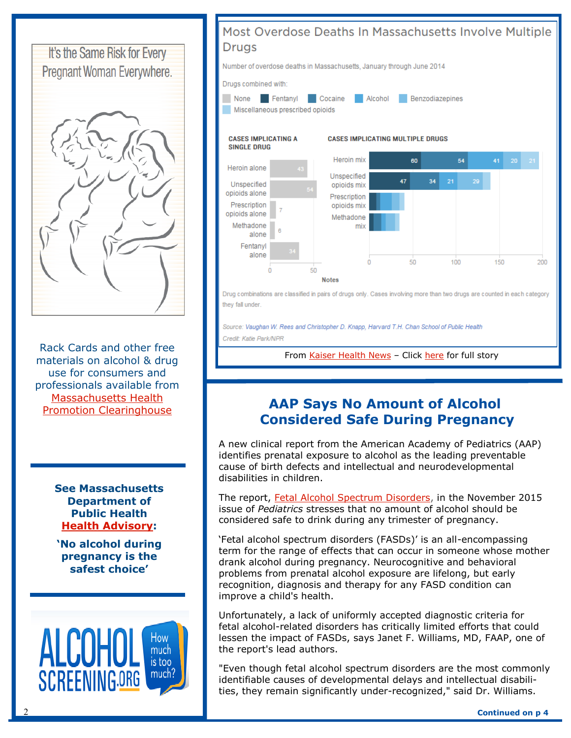It's the Same Risk for Every Pregnant Woman Everywhere.

Rack Cards and other free materials on alcohol & drug use for consumers and professionals available from Massachusetts Health Promotion Clearinghouse

**See Massachusetts Department of Public Health Health Advisory:**

**'No alcohol during pregnancy is the safest choice'**

ALCOHOL SCREENING.ORG How much is too much?

## Most Overdose Deaths In Massachusetts Involve Multiple Drugs

Number of overdose deaths in Massachusetts, January through June 2014

Drugs combined with: None, Fentanyl, Cocaine, Alcohol, Benzodiazepines, Miscellaneous prescribed opioids

**CASES IMPLICATING A SINGLE DRUG**

| Drug | Deaths |
|---|---|
| Heroin alone | 43 |
| Unspecified opioids alone | 54 |
| Prescription opioids alone | 7 |
| Methadone alone | 6 |
| Fentanyl alone | 34 |

**CASES IMPLICATING MULTIPLE DRUGS**

| Drug | Fentanyl | Cocaine | Alcohol | Benzodiazepines | Misc. prescribed opioids |
|---|---|---|---|---|---|
| Heroin mix | 60 | 54 | 41 | 20 | 21 |
| Unspecified opioids mix | 47 | 34 | 21 | 29 | |
| Prescription opioids mix | | | | | |
| Methadone mix | | | | | |

Notes

Drug combinations are classified in pairs of drugs only. Cases involving more than two drugs are counted in each category they fall under.

Source: Vaughan W. Rees and Christopher D. Knapp, Harvard T.H. Chan School of Public Health

Credit: Katie Park/NPR

From Kaiser Health News – Click here for full story

## AAP Says No Amount of Alcohol Considered Safe During Pregnancy

A new clinical report from the American Academy of Pediatrics (AAP) identifies prenatal exposure to alcohol as the leading preventable cause of birth defects and intellectual and neurodevelopmental disabilities in children.

The report, Fetal Alcohol Spectrum Disorders, in the November 2015 issue of *Pediatrics* stresses that no amount of alcohol should be considered safe to drink during any trimester of pregnancy.

'Fetal alcohol spectrum disorders (FASDs)' is an all-encompassing term for the range of effects that can occur in someone whose mother drank alcohol during pregnancy. Neurocognitive and behavioral problems from prenatal alcohol exposure are lifelong, but early recognition, diagnosis and therapy for any FASD condition can improve a child's health.

Unfortunately, a lack of uniformly accepted diagnostic criteria for fetal alcohol-related disorders has critically limited efforts that could lessen the impact of FASDs, says Janet F. Williams, MD, FAAP, one of the report's lead authors.

"Even though fetal alcohol spectrum disorders are the most commonly identifiable causes of developmental delays and intellectual disabilities, they remain significantly under-recognized," said Dr. Williams.

**Continued on p 4**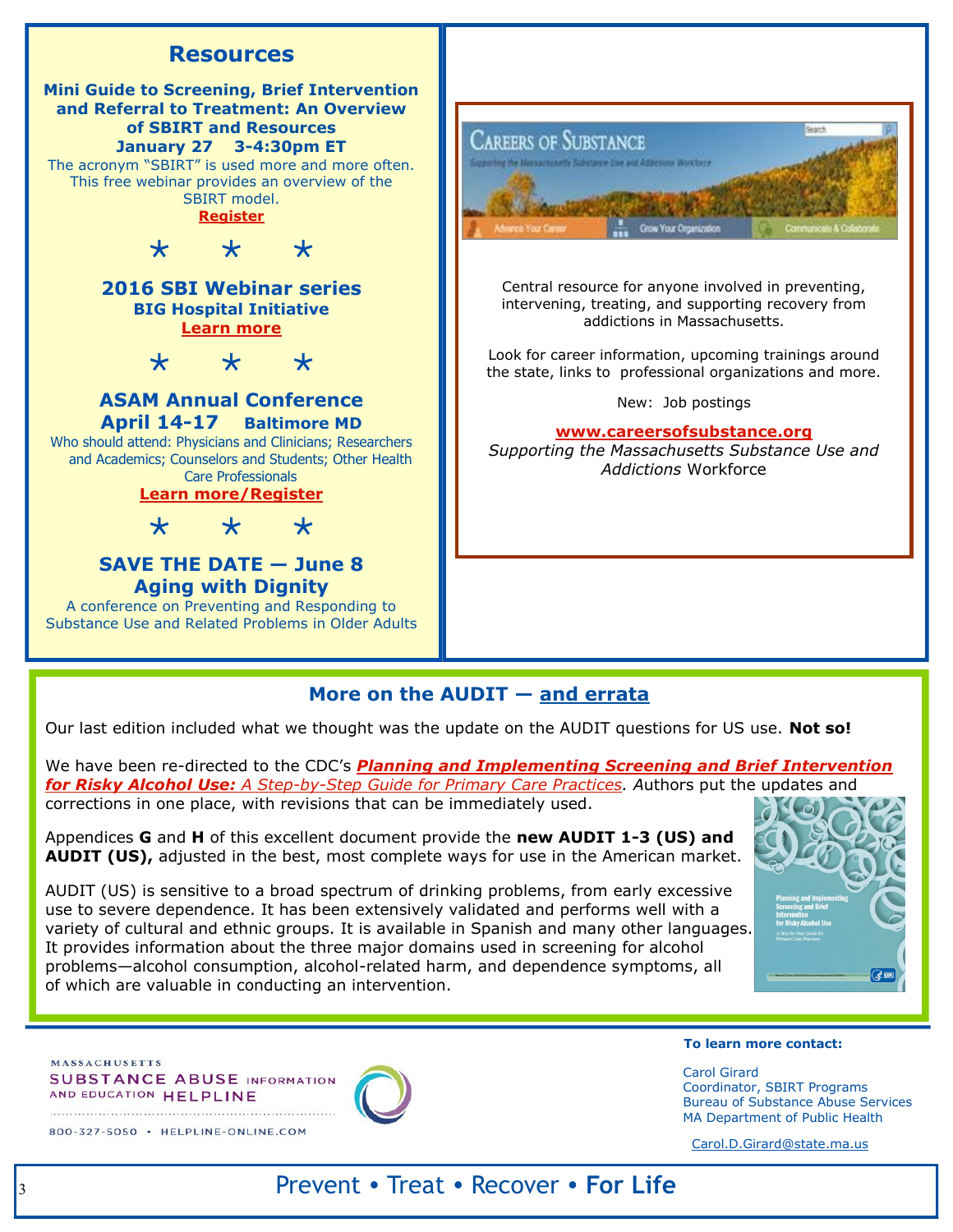## Resources

**Mini Guide to Screening, Brief Intervention and Referral to Treatment: An Overview of SBIRT and Resources**
**January 27 3-4:30pm ET**

The acronym "SBIRT" is used more and more often. This free webinar provides an overview of the SBIRT model.

**Register**

* * *

**2016 SBI Webinar series**
**BIG Hospital Initiative**

**Learn more**

* * *

**ASAM Annual Conference**
**April 14-17 Baltimore MD**

Who should attend: Physicians and Clinicians; Researchers and Academics; Counselors and Students; Other Health Care Professionals

**Learn more/Register**

* * *

**SAVE THE DATE — June 8**
**Aging with Dignity**

A conference on Preventing and Responding to Substance Use and Related Problems in Older Adults

---

Careers of Substance — Supporting the Massachusetts Substance Use and Addictions Workforce

Advance Your Career | Grow Your Organization | Communicate & Collaborate

Central resource for anyone involved in preventing, intervening, treating, and supporting recovery from addictions in Massachusetts.

Look for career information, upcoming trainings around the state, links to professional organizations and more.

New: Job postings

**www.careersofsubstance.org**

*Supporting the Massachusetts Substance Use and Addictions* Workforce

---

## More on the AUDIT — and errata

Our last edition included what we thought was the update on the AUDIT questions for US use. **Not so!**

We have been re-directed to the CDC's ***Planning and Implementing Screening and Brief Intervention for Risky Alcohol Use:*** *A Step-by-Step Guide for Primary Care Practices. A*uthors put the updates and corrections in one place, with revisions that can be immediately used.

Appendices **G** and **H** of this excellent document provide the **new AUDIT 1-3 (US) and AUDIT (US),** adjusted in the best, most complete ways for use in the American market.

AUDIT (US) is sensitive to a broad spectrum of drinking problems, from early excessive use to severe dependence. It has been extensively validated and performs well with a variety of cultural and ethnic groups. It is available in Spanish and many other languages. It provides information about the three major domains used in screening for alcohol problems—alcohol consumption, alcohol-related harm, and dependence symptoms, all of which are valuable in conducting an intervention.

---

MASSACHUSETTS SUBSTANCE ABUSE INFORMATION AND EDUCATION HELPLINE
800-327-5050 • HELPLINE-ONLINE.COM

**To learn more contact:**

Carol Girard
Coordinator, SBIRT Programs
Bureau of Substance Abuse Services
MA Department of Public Health

Carol.D.Girard@state.ma.us

Prevent • Treat • Recover • **For Life**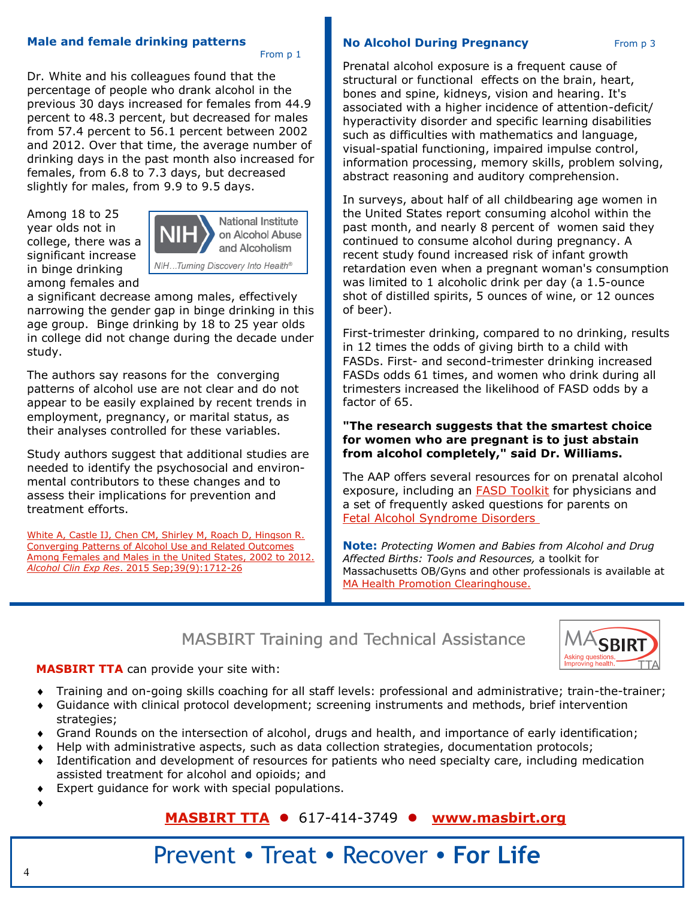## Male and female drinking patterns

From p 1

Dr. White and his colleagues found that the percentage of people who drank alcohol in the previous 30 days increased for females from 44.9 percent to 48.3 percent, but decreased for males from 57.4 percent to 56.1 percent between 2002 and 2012. Over that time, the average number of drinking days in the past month also increased for females, from 6.8 to 7.3 days, but decreased slightly for males, from 9.9 to 9.5 days.

NIH National Institute on Alcohol Abuse and Alcoholism
NIH...Turning Discovery Into Health®

Among 18 to 25 year olds not in college, there was a significant increase in binge drinking among females and a significant decrease among males, effectively narrowing the gender gap in binge drinking in this age group. Binge drinking by 18 to 25 year olds in college did not change during the decade under study.

The authors say reasons for the converging patterns of alcohol use are not clear and do not appear to be easily explained by recent trends in employment, pregnancy, or marital status, as their analyses controlled for these variables.

Study authors suggest that additional studies are needed to identify the psychosocial and environmental contributors to these changes and to assess their implications for prevention and treatment efforts.

White A, Castle IJ, Chen CM, Shirley M, Roach D, Hingson R. Converging Patterns of Alcohol Use and Related Outcomes Among Females and Males in the United States, 2002 to 2012. *Alcohol Clin Exp Res*. 2015 Sep;39(9):1712-26

## No Alcohol During Pregnancy

From p 3

Prenatal alcohol exposure is a frequent cause of structural or functional effects on the brain, heart, bones and spine, kidneys, vision and hearing. It's associated with a higher incidence of attention-deficit/hyperactivity disorder and specific learning disabilities such as difficulties with mathematics and language, visual-spatial functioning, impaired impulse control, information processing, memory skills, problem solving, abstract reasoning and auditory comprehension.

In surveys, about half of all childbearing age women in the United States report consuming alcohol within the past month, and nearly 8 percent of women said they continued to consume alcohol during pregnancy. A recent study found increased risk of infant growth retardation even when a pregnant woman's consumption was limited to 1 alcoholic drink per day (a 1.5-ounce shot of distilled spirits, 5 ounces of wine, or 12 ounces of beer).

First-trimester drinking, compared to no drinking, results in 12 times the odds of giving birth to a child with FASDs. First- and second-trimester drinking increased FASDs odds 61 times, and women who drink during all trimesters increased the likelihood of FASD odds by a factor of 65.

**"The research suggests that the smartest choice for women who are pregnant is to just abstain from alcohol completely," said Dr. Williams.**

The AAP offers several resources for on prenatal alcohol exposure, including an FASD Toolkit for physicians and a set of frequently asked questions for parents on Fetal Alcohol Syndrome Disorders

**Note:** *Protecting Women and Babies from Alcohol and Drug Affected Births: Tools and Resources,* a toolkit for Massachusetts OB/Gyns and other professionals is available at MA Health Promotion Clearinghouse.

## MASBIRT Training and Technical Assistance

MASBIRT — Asking questions, Improving health. TTA

**MASBIRT TTA** can provide your site with:

- Training and on-going skills coaching for all staff levels: professional and administrative; train-the-trainer;
- Guidance with clinical protocol development; screening instruments and methods, brief intervention strategies;
- Grand Rounds on the intersection of alcohol, drugs and health, and importance of early identification;
- Help with administrative aspects, such as data collection strategies, documentation protocols;
- Identification and development of resources for patients who need specialty care, including medication assisted treatment for alcohol and opioids; and
- Expert guidance for work with special populations.

**MASBIRT TTA** • 617-414-3749 • **www.masbirt.org**

Prevent • Treat • Recover • **For Life**